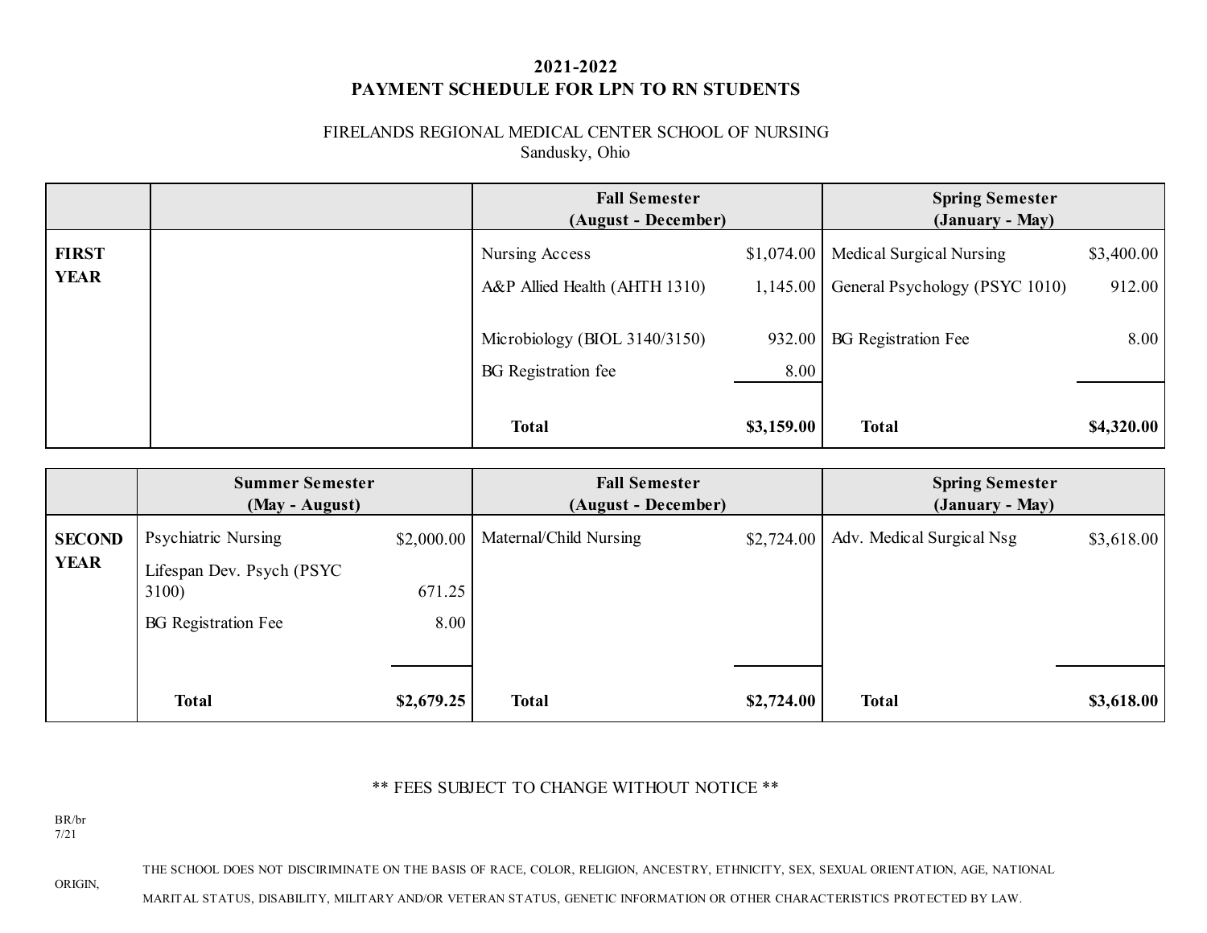# 2021-2022
# PAYMENT SCHEDULE FOR LPN TO RN STUDENTS

FIRELANDS REGIONAL MEDICAL CENTER SCHOOL OF NURSING
Sandusky, Ohio

| | | Fall Semester (August - December) | | Spring Semester (January - May) | |
|---|---|---|---|---|---|
| **FIRST YEAR** | | Nursing Access | $1,074.00 | Medical Surgical Nursing | $3,400.00 |
| | | A&P Allied Health (AHTH 1310) | 1,145.00 | General Psychology (PSYC 1010) | 912.00 |
| | | Microbiology (BIOL 3140/3150) | 932.00 | BG Registration Fee | 8.00 |
| | | BG Registration fee | 8.00 | | |
| | | **Total** | **$3,159.00** | **Total** | **$4,320.00** |

| | Summer Semester (May - August) | | Fall Semester (August - December) | | Spring Semester (January - May) | |
|---|---|---|---|---|---|---|
| **SECOND YEAR** | Psychiatric Nursing | $2,000.00 | Maternal/Child Nursing | $2,724.00 | Adv. Medical Surgical Nsg | $3,618.00 |
| | Lifespan Dev. Psych (PSYC 3100) | 671.25 | | | | |
| | BG Registration Fee | 8.00 | | | | |
| | **Total** | **$2,679.25** | **Total** | **$2,724.00** | **Total** | **$3,618.00** |

** FEES SUBJECT TO CHANGE WITHOUT NOTICE **

BR/br
7/21

THE SCHOOL DOES NOT DISCRIMINATE ON THE BASIS OF RACE, COLOR, RELIGION, ANCESTRY, ETHNICITY, SEX, SEXUAL ORIENTATION, AGE, NATIONAL ORIGIN, MARITAL STATUS, DISABILITY, MILITARY AND/OR VETERAN STATUS, GENETIC INFORMATION OR OTHER CHARACTERISTICS PROTECTED BY LAW.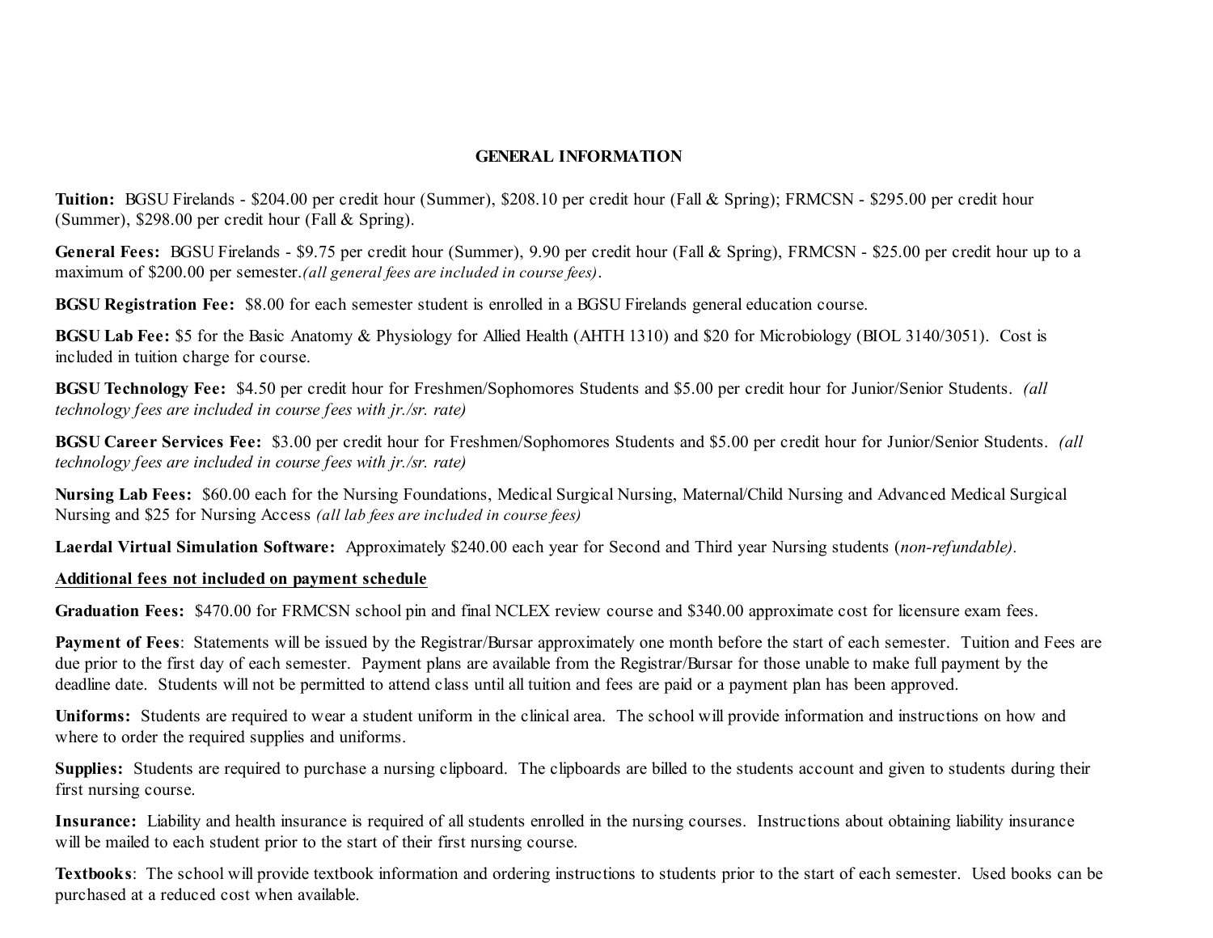## GENERAL INFORMATION

**Tuition:** BGSU Firelands - $204.00 per credit hour (Summer), $208.10 per credit hour (Fall & Spring); FRMCSN - $295.00 per credit hour (Summer), $298.00 per credit hour (Fall & Spring).

**General Fees:** BGSU Firelands - $9.75 per credit hour (Summer), 9.90 per credit hour (Fall & Spring), FRMCSN - $25.00 per credit hour up to a maximum of $200.00 per semester.*(all general fees are included in course fees)*.

**BGSU Registration Fee:** $8.00 for each semester student is enrolled in a BGSU Firelands general education course.

**BGSU Lab Fee:** $5 for the Basic Anatomy & Physiology for Allied Health (AHTH 1310) and $20 for Microbiology (BIOL 3140/3051). Cost is included in tuition charge for course.

**BGSU Technology Fee:** $4.50 per credit hour for Freshmen/Sophomores Students and $5.00 per credit hour for Junior/Senior Students. *(all technology fees are included in course fees with jr./sr. rate)*

**BGSU Career Services Fee:** $3.00 per credit hour for Freshmen/Sophomores Students and $5.00 per credit hour for Junior/Senior Students. *(all technology fees are included in course fees with jr./sr. rate)*

**Nursing Lab Fees:** $60.00 each for the Nursing Foundations, Medical Surgical Nursing, Maternal/Child Nursing and Advanced Medical Surgical Nursing and $25 for Nursing Access *(all lab fees are included in course fees)*

**Laerdal Virtual Simulation Software:** Approximately $240.00 each year for Second and Third year Nursing students (*non-refundable).*

**<u>Additional fees not included on payment schedule</u>**

**Graduation Fees:** $470.00 for FRMCSN school pin and final NCLEX review course and $340.00 approximate cost for licensure exam fees.

**Payment of Fees**: Statements will be issued by the Registrar/Bursar approximately one month before the start of each semester. Tuition and Fees are due prior to the first day of each semester. Payment plans are available from the Registrar/Bursar for those unable to make full payment by the deadline date. Students will not be permitted to attend class until all tuition and fees are paid or a payment plan has been approved.

**Uniforms:** Students are required to wear a student uniform in the clinical area. The school will provide information and instructions on how and where to order the required supplies and uniforms.

**Supplies:** Students are required to purchase a nursing clipboard. The clipboards are billed to the students account and given to students during their first nursing course.

**Insurance:** Liability and health insurance is required of all students enrolled in the nursing courses. Instructions about obtaining liability insurance will be mailed to each student prior to the start of their first nursing course.

**Textbooks**: The school will provide textbook information and ordering instructions to students prior to the start of each semester. Used books can be purchased at a reduced cost when available.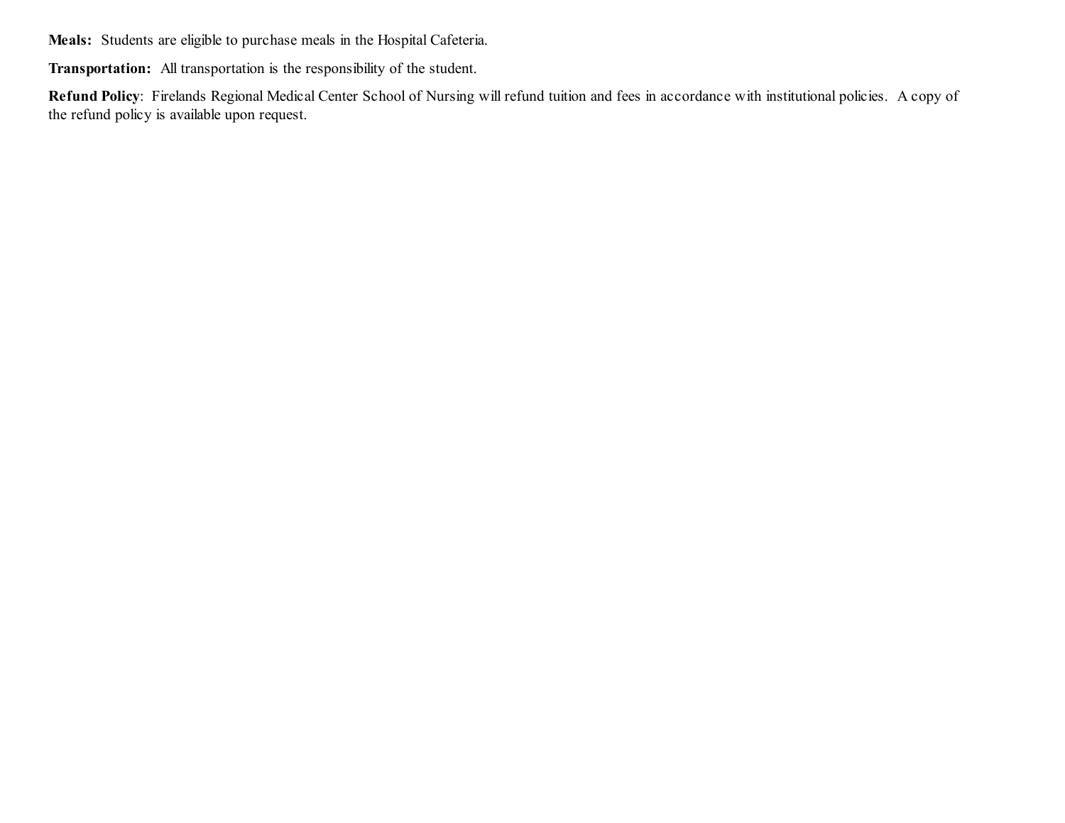**Meals:** Students are eligible to purchase meals in the Hospital Cafeteria.

**Transportation:** All transportation is the responsibility of the student.

**Refund Policy**: Firelands Regional Medical Center School of Nursing will refund tuition and fees in accordance with institutional policies. A copy of the refund policy is available upon request.